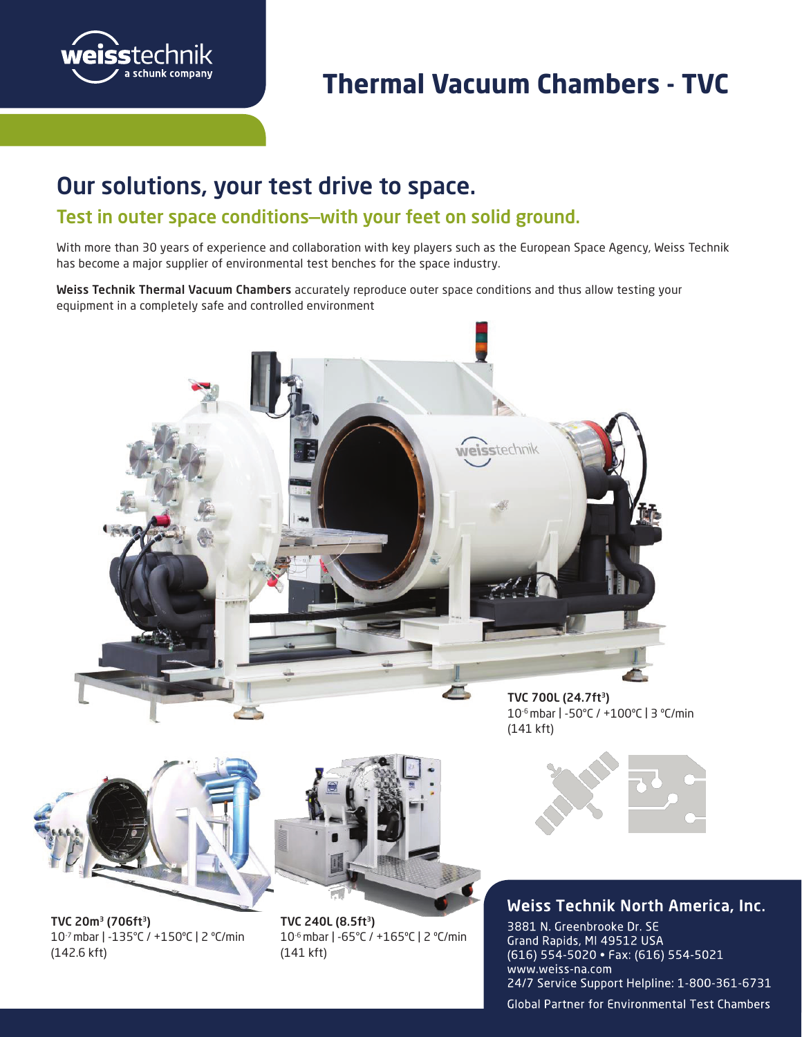# Thermal Vacuum Chambers - TVC

## Our solutions, your test drive to space.

### Test in outer space conditions—with your feet on solid ground.

With more than 30 years of experience and collaboration with key players such as the European Space Agency, Weiss Technik has become a major supplier of environmental test benches for the space industry.

**Weiss Technik Thermal Vacuum Chambers** accurately reproduce outer space conditions and thus allow testing your equipment in a completely safe and controlled environment

**TVC 700L (24.7ft$^3$)**
$10^{-6}$ mbar | -50°C / +100°C | 3 °C/min
(141 kft)

**TVC 20m$^3$ (706ft$^3$)**
$10^{-7}$ mbar | -135°C / +150°C | 2 °C/min
(142.6 kft)

**TVC 240L (8.5ft$^3$)**
$10^{-6}$ mbar | -65°C / +165°C | 2 °C/min
(141 kft)

## Weiss Technik North America, Inc.

3881 N. Greenbrooke Dr. SE
Grand Rapids, MI 49512 USA
(616) 554-5020 • Fax: (616) 554-5021
www.weiss-na.com
24/7 Service Support Helpline: 1-800-361-6731

Global Partner for Environmental Test Chambers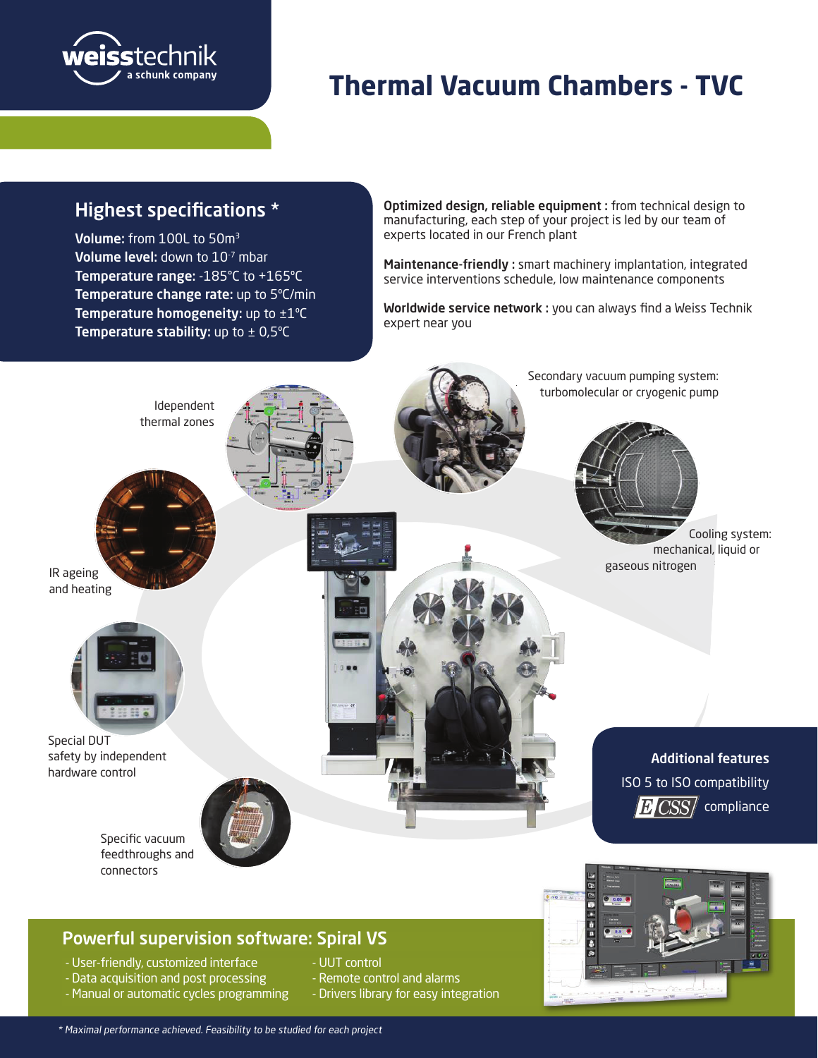# Thermal Vacuum Chambers - TVC

## Highest specifications *

**Volume:** from 100L to 50m³
**Volume level:** down to $10^{-7}$ mbar
**Temperature range:** -185°C to +165°C
**Temperature change rate:** up to 5°C/min
**Temperature homogeneity:** up to ±1°C
**Temperature stability:** up to ± 0,5°C

**Optimized design, reliable equipment :** from technical design to manufacturing, each step of your project is led by our team of experts located in our French plant

**Maintenance-friendly :** smart machinery implantation, integrated service interventions schedule, low maintenance components

**Worldwide service network :** you can always find a Weiss Technik expert near you

Idependent thermal zones

Secondary vacuum pumping system: turbomolecular or cryogenic pump

Cooling system: mechanical, liquid or gaseous nitrogen

IR ageing and heating

Special DUT safety by independent hardware control

Specific vacuum feedthroughs and connectors

### Additional features

ISO 5 to ISO compatibility

ECSS compliance

## Powerful supervision software: Spiral VS

- User-friendly, customized interface
- Data acquisition and post processing
- Manual or automatic cycles programming
- UUT control
- Remote control and alarms
- Drivers library for easy integration

*\* Maximal performance achieved. Feasibility to be studied for each project*